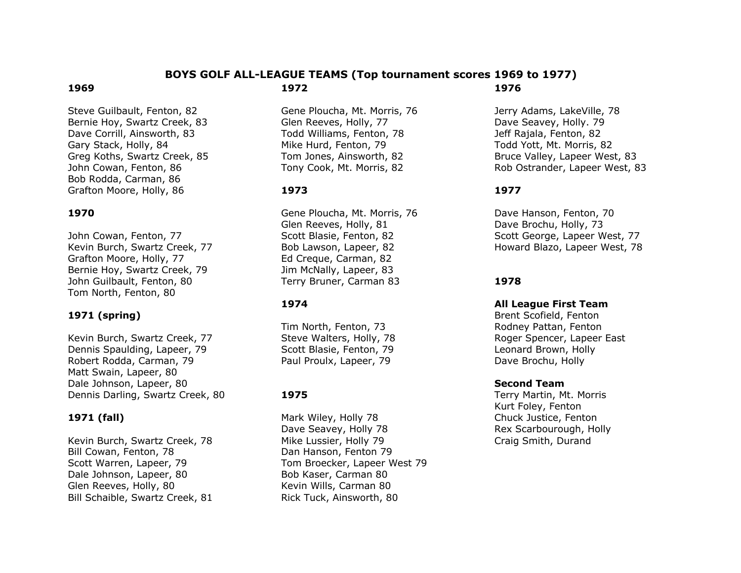# BOYS GOLF ALL-LEAGUE TEAMS (Top tournament scores 1969 to 1977)

**1969**

Steve Guilbault, Fenton, 82
Bernie Hoy, Swartz Creek, 83
Dave Corrill, Ainsworth, 83
Gary Stack, Holly, 84
Greg Koths, Swartz Creek, 85
John Cowan, Fenton, 86
Bob Rodda, Carman, 86
Grafton Moore, Holly, 86

**1970**

John Cowan, Fenton, 77
Kevin Burch, Swartz Creek, 77
Grafton Moore, Holly, 77
Bernie Hoy, Swartz Creek, 79
John Guilbault, Fenton, 80
Tom North, Fenton, 80

**1971 (spring)**

Kevin Burch, Swartz Creek, 77
Dennis Spaulding, Lapeer, 79
Robert Rodda, Carman, 79
Matt Swain, Lapeer, 80
Dale Johnson, Lapeer, 80
Dennis Darling, Swartz Creek, 80

**1971 (fall)**

Kevin Burch, Swartz Creek, 78
Bill Cowan, Fenton, 78
Scott Warren, Lapeer, 79
Dale Johnson, Lapeer, 80
Glen Reeves, Holly, 80
Bill Schaible, Swartz Creek, 81

**1972**

Gene Ploucha, Mt. Morris, 76
Glen Reeves, Holly, 77
Todd Williams, Fenton, 78
Mike Hurd, Fenton, 79
Tom Jones, Ainsworth, 82
Tony Cook, Mt. Morris, 82

**1973**

Gene Ploucha, Mt. Morris, 76
Glen Reeves, Holly, 81
Scott Blasie, Fenton, 82
Bob Lawson, Lapeer, 82
Ed Creque, Carman, 82
Jim McNally, Lapeer, 83
Terry Bruner, Carman 83

**1974**

Tim North, Fenton, 73
Steve Walters, Holly, 78
Scott Blasie, Fenton, 79
Paul Proulx, Lapeer, 79

**1975**

Mark Wiley, Holly 78
Dave Seavey, Holly 78
Mike Lussier, Holly 79
Dan Hanson, Fenton 79
Tom Broecker, Lapeer West 79
Bob Kaser, Carman 80
Kevin Wills, Carman 80
Rick Tuck, Ainsworth, 80

**1976**

Jerry Adams, LakeVille, 78
Dave Seavey, Holly. 79
Jeff Rajala, Fenton, 82
Todd Yott, Mt. Morris, 82
Bruce Valley, Lapeer West, 83
Rob Ostrander, Lapeer West, 83

**1977**

Dave Hanson, Fenton, 70
Dave Brochu, Holly, 73
Scott George, Lapeer West, 77
Howard Blazo, Lapeer West, 78

**1978**

**All League First Team**
Brent Scofield, Fenton
Rodney Pattan, Fenton
Roger Spencer, Lapeer East
Leonard Brown, Holly
Dave Brochu, Holly

**Second Team**
Terry Martin, Mt. Morris
Kurt Foley, Fenton
Chuck Justice, Fenton
Rex Scarbourough, Holly
Craig Smith, Durand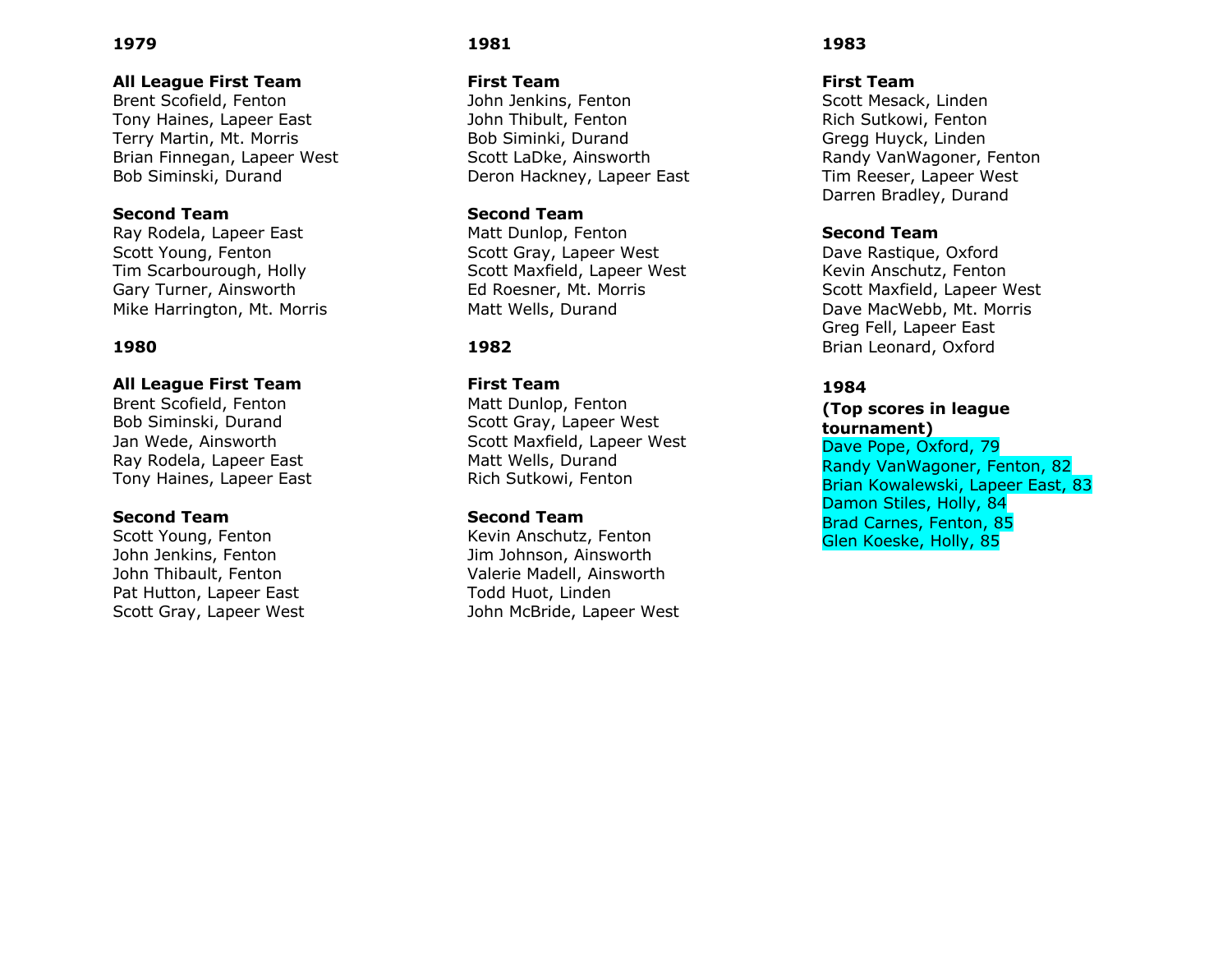## 1979

**All League First Team**

Brent Scofield, Fenton
Tony Haines, Lapeer East
Terry Martin, Mt. Morris
Brian Finnegan, Lapeer West
Bob Siminski, Durand

**Second Team**

Ray Rodela, Lapeer East
Scott Young, Fenton
Tim Scarbourough, Holly
Gary Turner, Ainsworth
Mike Harrington, Mt. Morris

## 1980

**All League First Team**

Brent Scofield, Fenton
Bob Siminski, Durand
Jan Wede, Ainsworth
Ray Rodela, Lapeer East
Tony Haines, Lapeer East

**Second Team**

Scott Young, Fenton
John Jenkins, Fenton
John Thibault, Fenton
Pat Hutton, Lapeer East
Scott Gray, Lapeer West

## 1981

**First Team**

John Jenkins, Fenton
John Thibult, Fenton
Bob Siminki, Durand
Scott LaDke, Ainsworth
Deron Hackney, Lapeer East

**Second Team**

Matt Dunlop, Fenton
Scott Gray, Lapeer West
Scott Maxfield, Lapeer West
Ed Roesner, Mt. Morris
Matt Wells, Durand

## 1982

**First Team**

Matt Dunlop, Fenton
Scott Gray, Lapeer West
Scott Maxfield, Lapeer West
Matt Wells, Durand
Rich Sutkowi, Fenton

**Second Team**

Kevin Anschutz, Fenton
Jim Johnson, Ainsworth
Valerie Madell, Ainsworth
Todd Huot, Linden
John McBride, Lapeer West

## 1983

**First Team**

Scott Mesack, Linden
Rich Sutkowi, Fenton
Gregg Huyck, Linden
Randy VanWagoner, Fenton
Tim Reeser, Lapeer West
Darren Bradley, Durand

**Second Team**

Dave Rastique, Oxford
Kevin Anschutz, Fenton
Scott Maxfield, Lapeer West
Dave MacWebb, Mt. Morris
Greg Fell, Lapeer East
Brian Leonard, Oxford

## 1984

**(Top scores in league tournament)**

Dave Pope, Oxford, 79
Randy VanWagoner, Fenton, 82
Brian Kowalewski, Lapeer East, 83
Damon Stiles, Holly, 84
Brad Carnes, Fenton, 85
Glen Koeske, Holly, 85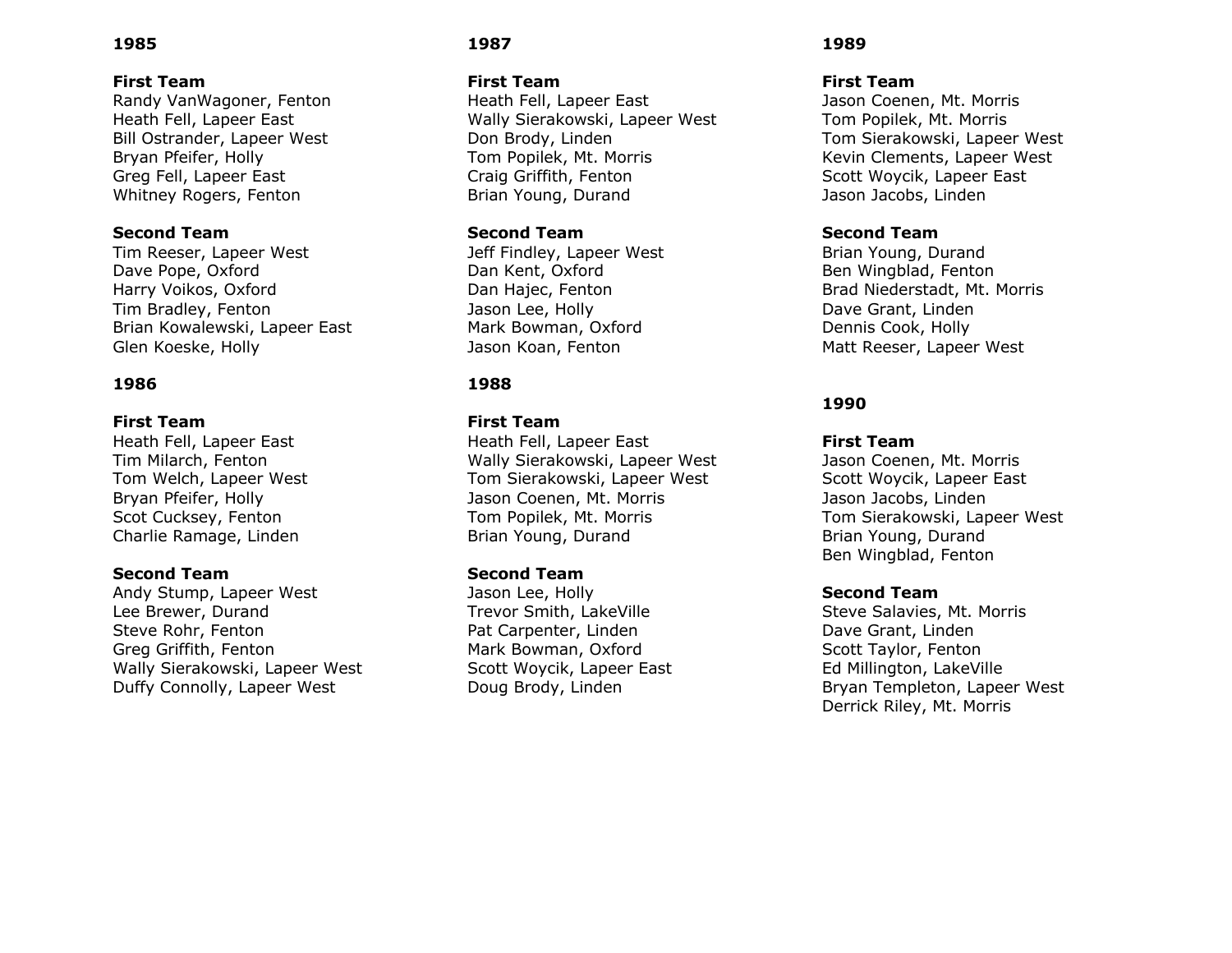## 1985

### First Team

Randy VanWagoner, Fenton
Heath Fell, Lapeer East
Bill Ostrander, Lapeer West
Bryan Pfeifer, Holly
Greg Fell, Lapeer East
Whitney Rogers, Fenton

### Second Team

Tim Reeser, Lapeer West
Dave Pope, Oxford
Harry Voikos, Oxford
Tim Bradley, Fenton
Brian Kowalewski, Lapeer East
Glen Koeske, Holly

## 1986

### First Team

Heath Fell, Lapeer East
Tim Milarch, Fenton
Tom Welch, Lapeer West
Bryan Pfeifer, Holly
Scot Cucksey, Fenton
Charlie Ramage, Linden

### Second Team

Andy Stump, Lapeer West
Lee Brewer, Durand
Steve Rohr, Fenton
Greg Griffith, Fenton
Wally Sierakowski, Lapeer West
Duffy Connolly, Lapeer West

## 1987

### First Team

Heath Fell, Lapeer East
Wally Sierakowski, Lapeer West
Don Brody, Linden
Tom Popilek, Mt. Morris
Craig Griffith, Fenton
Brian Young, Durand

### Second Team

Jeff Findley, Lapeer West
Dan Kent, Oxford
Dan Hajec, Fenton
Jason Lee, Holly
Mark Bowman, Oxford
Jason Koan, Fenton

## 1988

### First Team

Heath Fell, Lapeer East
Wally Sierakowski, Lapeer West
Tom Sierakowski, Lapeer West
Jason Coenen, Mt. Morris
Tom Popilek, Mt. Morris
Brian Young, Durand

### Second Team

Jason Lee, Holly
Trevor Smith, LakeVille
Pat Carpenter, Linden
Mark Bowman, Oxford
Scott Woycik, Lapeer East
Doug Brody, Linden

## 1989

### First Team

Jason Coenen, Mt. Morris
Tom Popilek, Mt. Morris
Tom Sierakowski, Lapeer West
Kevin Clements, Lapeer West
Scott Woycik, Lapeer East
Jason Jacobs, Linden

### Second Team

Brian Young, Durand
Ben Wingblad, Fenton
Brad Niederstadt, Mt. Morris
Dave Grant, Linden
Dennis Cook, Holly
Matt Reeser, Lapeer West

## 1990

### First Team

Jason Coenen, Mt. Morris
Scott Woycik, Lapeer East
Jason Jacobs, Linden
Tom Sierakowski, Lapeer West
Brian Young, Durand
Ben Wingblad, Fenton

### Second Team

Steve Salavies, Mt. Morris
Dave Grant, Linden
Scott Taylor, Fenton
Ed Millington, LakeVille
Bryan Templeton, Lapeer West
Derrick Riley, Mt. Morris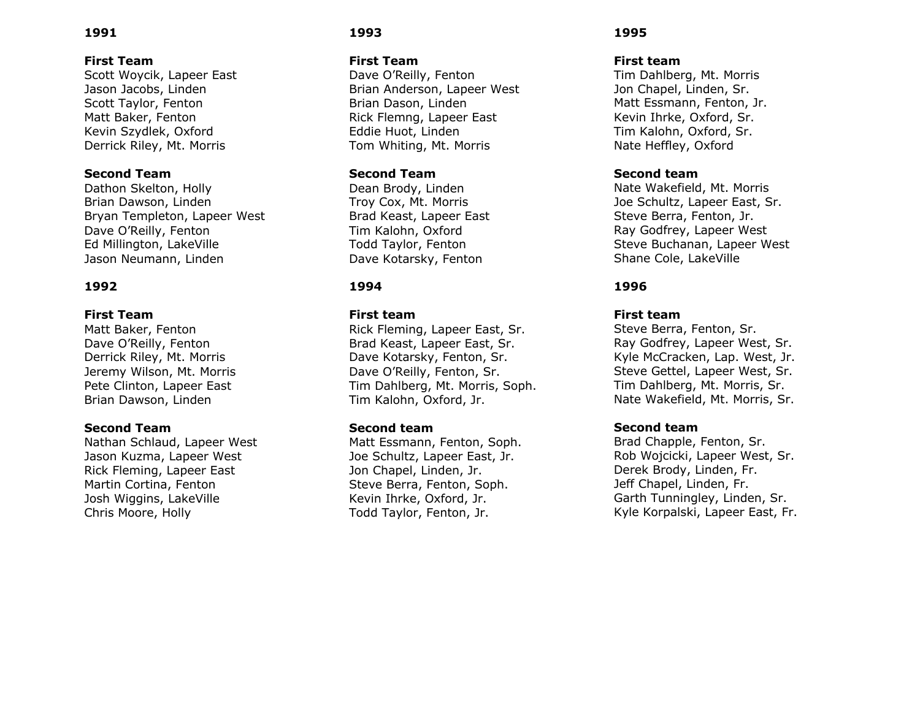## 1991

**First Team**
Scott Woycik, Lapeer East
Jason Jacobs, Linden
Scott Taylor, Fenton
Matt Baker, Fenton
Kevin Szydlek, Oxford
Derrick Riley, Mt. Morris

**Second Team**
Dathon Skelton, Holly
Brian Dawson, Linden
Bryan Templeton, Lapeer West
Dave O'Reilly, Fenton
Ed Millington, LakeVille
Jason Neumann, Linden

## 1992

**First Team**
Matt Baker, Fenton
Dave O'Reilly, Fenton
Derrick Riley, Mt. Morris
Jeremy Wilson, Mt. Morris
Pete Clinton, Lapeer East
Brian Dawson, Linden

**Second Team**
Nathan Schlaud, Lapeer West
Jason Kuzma, Lapeer West
Rick Fleming, Lapeer East
Martin Cortina, Fenton
Josh Wiggins, LakeVille
Chris Moore, Holly

## 1993

**First Team**
Dave O'Reilly, Fenton
Brian Anderson, Lapeer West
Brian Dason, Linden
Rick Flemng, Lapeer East
Eddie Huot, Linden
Tom Whiting, Mt. Morris

**Second Team**
Dean Brody, Linden
Troy Cox, Mt. Morris
Brad Keast, Lapeer East
Tim Kalohn, Oxford
Todd Taylor, Fenton
Dave Kotarsky, Fenton

## 1994

**First team**
Rick Fleming, Lapeer East, Sr.
Brad Keast, Lapeer East, Sr.
Dave Kotarsky, Fenton, Sr.
Dave O'Reilly, Fenton, Sr.
Tim Dahlberg, Mt. Morris, Soph.
Tim Kalohn, Oxford, Jr.

**Second team**
Matt Essmann, Fenton, Soph.
Joe Schultz, Lapeer East, Jr.
Jon Chapel, Linden, Jr.
Steve Berra, Fenton, Soph.
Kevin Ihrke, Oxford, Jr.
Todd Taylor, Fenton, Jr.

## 1995

**First team**
Tim Dahlberg, Mt. Morris
Jon Chapel, Linden, Sr.
Matt Essmann, Fenton, Jr.
Kevin Ihrke, Oxford, Sr.
Tim Kalohn, Oxford, Sr.
Nate Heffley, Oxford

**Second team**
Nate Wakefield, Mt. Morris
Joe Schultz, Lapeer East, Sr.
Steve Berra, Fenton, Jr.
Ray Godfrey, Lapeer West
Steve Buchanan, Lapeer West
Shane Cole, LakeVille

## 1996

**First team**
Steve Berra, Fenton, Sr.
Ray Godfrey, Lapeer West, Sr.
Kyle McCracken, Lap. West, Jr.
Steve Gettel, Lapeer West, Sr.
Tim Dahlberg, Mt. Morris, Sr.
Nate Wakefield, Mt. Morris, Sr.

**Second team**
Brad Chapple, Fenton, Sr.
Rob Wojcicki, Lapeer West, Sr.
Derek Brody, Linden, Fr.
Jeff Chapel, Linden, Fr.
Garth Tunningley, Linden, Sr.
Kyle Korpalski, Lapeer East, Fr.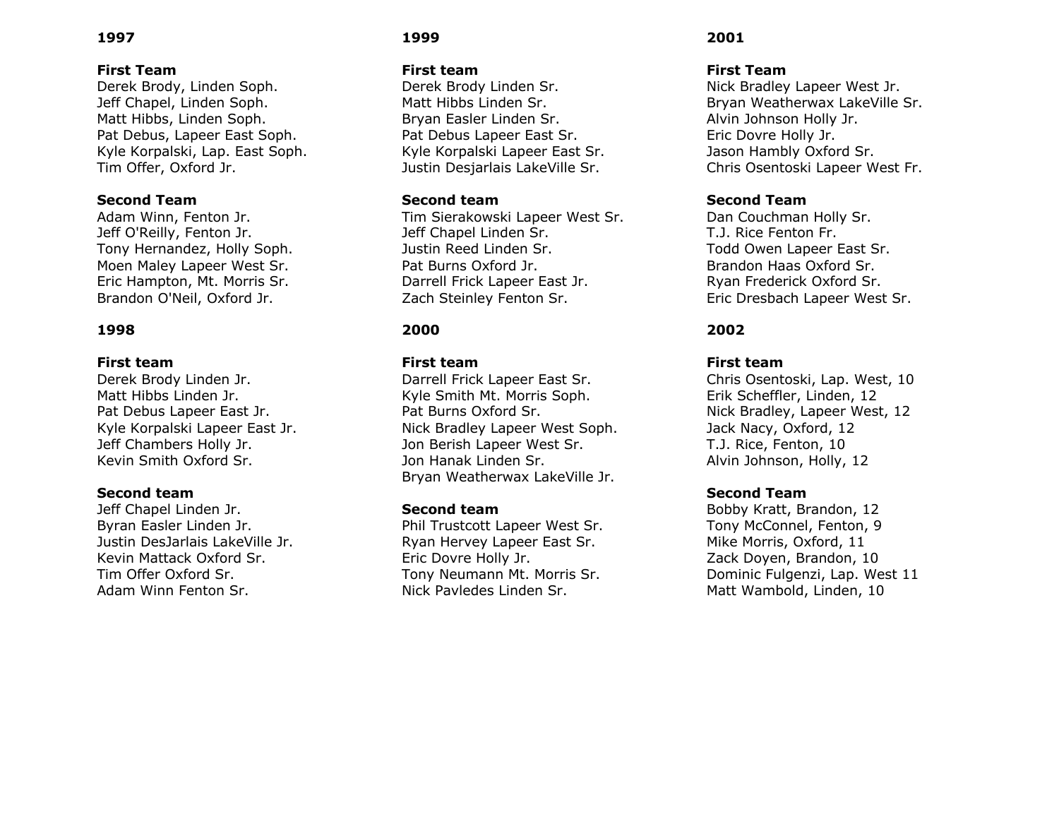**1997**

**First Team**
Derek Brody, Linden Soph.
Jeff Chapel, Linden Soph.
Matt Hibbs, Linden Soph.
Pat Debus, Lapeer East Soph.
Kyle Korpalski, Lap. East Soph.
Tim Offer, Oxford Jr.

**Second Team**
Adam Winn, Fenton Jr.
Jeff O'Reilly, Fenton Jr.
Tony Hernandez, Holly Soph.
Moen Maley Lapeer West Sr.
Eric Hampton, Mt. Morris Sr.
Brandon O'Neil, Oxford Jr.

**1998**

**First team**
Derek Brody Linden Jr.
Matt Hibbs Linden Jr.
Pat Debus Lapeer East Jr.
Kyle Korpalski Lapeer East Jr.
Jeff Chambers Holly Jr.
Kevin Smith Oxford Sr.

**Second team**
Jeff Chapel Linden Jr.
Byran Easler Linden Jr.
Justin DesJarlais LakeVille Jr.
Kevin Mattack Oxford Sr.
Tim Offer Oxford Sr.
Adam Winn Fenton Sr.

**1999**

**First team**
Derek Brody Linden Sr.
Matt Hibbs Linden Sr.
Bryan Easler Linden Sr.
Pat Debus Lapeer East Sr.
Kyle Korpalski Lapeer East Sr.
Justin Desjarlais LakeVille Sr.

**Second team**
Tim Sierakowski Lapeer West Sr.
Jeff Chapel Linden Sr.
Justin Reed Linden Sr.
Pat Burns Oxford Jr.
Darrell Frick Lapeer East Jr.
Zach Steinley Fenton Sr.

**2000**

**First team**
Darrell Frick Lapeer East Sr.
Kyle Smith Mt. Morris Soph.
Pat Burns Oxford Sr.
Nick Bradley Lapeer West Soph.
Jon Berish Lapeer West Sr.
Jon Hanak Linden Sr.
Bryan Weatherwax LakeVille Jr.

**Second team**
Phil Trustcott Lapeer West Sr.
Ryan Hervey Lapeer East Sr.
Eric Dovre Holly Jr.
Tony Neumann Mt. Morris Sr.
Nick Pavledes Linden Sr.

**2001**

**First Team**
Nick Bradley Lapeer West Jr.
Bryan Weatherwax LakeVille Sr.
Alvin Johnson Holly Jr.
Eric Dovre Holly Jr.
Jason Hambly Oxford Sr.
Chris Osentoski Lapeer West Fr.

**Second Team**
Dan Couchman Holly Sr.
T.J. Rice Fenton Fr.
Todd Owen Lapeer East Sr.
Brandon Haas Oxford Sr.
Ryan Frederick Oxford Sr.
Eric Dresbach Lapeer West Sr.

**2002**

**First team**
Chris Osentoski, Lap. West, 10
Erik Scheffler, Linden, 12
Nick Bradley, Lapeer West, 12
Jack Nacy, Oxford, 12
T.J. Rice, Fenton, 10
Alvin Johnson, Holly, 12

**Second Team**
Bobby Kratt, Brandon, 12
Tony McConnel, Fenton, 9
Mike Morris, Oxford, 11
Zack Doyen, Brandon, 10
Dominic Fulgenzi, Lap. West 11
Matt Wambold, Linden, 10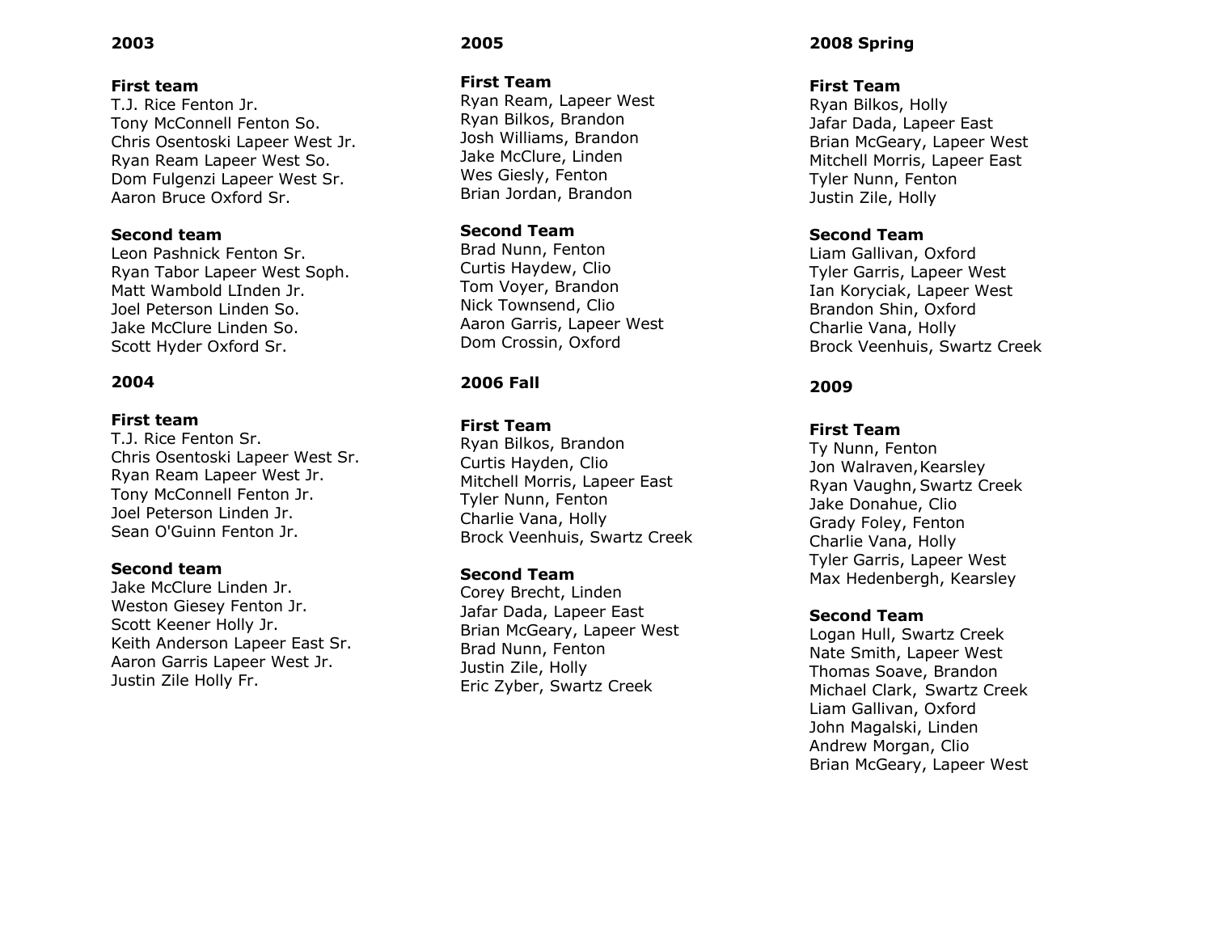## 2003

**First team**
T.J. Rice Fenton Jr.
Tony McConnell Fenton So.
Chris Osentoski Lapeer West Jr.
Ryan Ream Lapeer West So.
Dom Fulgenzi Lapeer West Sr.
Aaron Bruce Oxford Sr.

**Second team**
Leon Pashnick Fenton Sr.
Ryan Tabor Lapeer West Soph.
Matt Wambold LInden Jr.
Joel Peterson Linden So.
Jake McClure Linden So.
Scott Hyder Oxford Sr.

## 2004

**First team**
T.J. Rice Fenton Sr.
Chris Osentoski Lapeer West Sr.
Ryan Ream Lapeer West Jr.
Tony McConnell Fenton Jr.
Joel Peterson Linden Jr.
Sean O'Guinn Fenton Jr.

**Second team**
Jake McClure Linden Jr.
Weston Giesey Fenton Jr.
Scott Keener Holly Jr.
Keith Anderson Lapeer East Sr.
Aaron Garris Lapeer West Jr.
Justin Zile Holly Fr.

## 2005

**First Team**
Ryan Ream, Lapeer West
Ryan Bilkos, Brandon
Josh Williams, Brandon
Jake McClure, Linden
Wes Giesly, Fenton
Brian Jordan, Brandon

**Second Team**
Brad Nunn, Fenton
Curtis Haydew, Clio
Tom Voyer, Brandon
Nick Townsend, Clio
Aaron Garris, Lapeer West
Dom Crossin, Oxford

## 2006 Fall

**First Team**
Ryan Bilkos, Brandon
Curtis Hayden, Clio
Mitchell Morris, Lapeer East
Tyler Nunn, Fenton
Charlie Vana, Holly
Brock Veenhuis, Swartz Creek

**Second Team**
Corey Brecht, Linden
Jafar Dada, Lapeer East
Brian McGeary, Lapeer West
Brad Nunn, Fenton
Justin Zile, Holly
Eric Zyber, Swartz Creek

## 2008 Spring

**First Team**
Ryan Bilkos, Holly
Jafar Dada, Lapeer East
Brian McGeary, Lapeer West
Mitchell Morris, Lapeer East
Tyler Nunn, Fenton
Justin Zile, Holly

**Second Team**
Liam Gallivan, Oxford
Tyler Garris, Lapeer West
Ian Koryciak, Lapeer West
Brandon Shin, Oxford
Charlie Vana, Holly
Brock Veenhuis, Swartz Creek

## 2009

**First Team**
Ty Nunn, Fenton
Jon Walraven, Kearsley
Ryan Vaughn, Swartz Creek
Jake Donahue, Clio
Grady Foley, Fenton
Charlie Vana, Holly
Tyler Garris, Lapeer West
Max Hedenbergh, Kearsley

**Second Team**
Logan Hull, Swartz Creek
Nate Smith, Lapeer West
Thomas Soave, Brandon
Michael Clark, Swartz Creek
Liam Gallivan, Oxford
John Magalski, Linden
Andrew Morgan, Clio
Brian McGeary, Lapeer West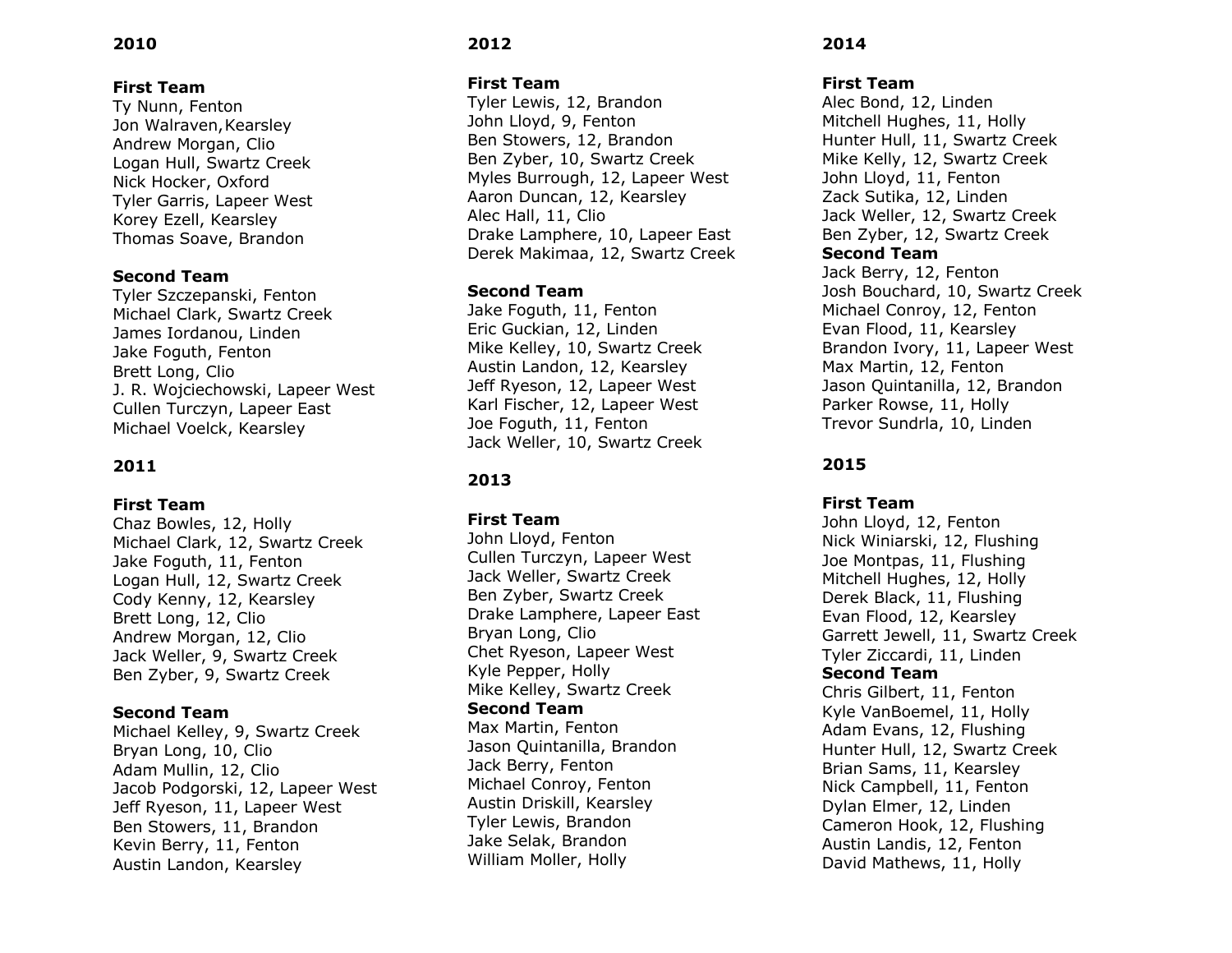## 2010

### First Team

Ty Nunn, Fenton
Jon Walraven,Kearsley
Andrew Morgan, Clio
Logan Hull, Swartz Creek
Nick Hocker, Oxford
Tyler Garris, Lapeer West
Korey Ezell, Kearsley
Thomas Soave, Brandon

### Second Team

Tyler Szczepanski, Fenton
Michael Clark, Swartz Creek
James Iordanou, Linden
Jake Foguth, Fenton
Brett Long, Clio
J. R. Wojciechowski, Lapeer West
Cullen Turczyn, Lapeer East
Michael Voelck, Kearsley

## 2011

### First Team

Chaz Bowles, 12, Holly
Michael Clark, 12, Swartz Creek
Jake Foguth, 11, Fenton
Logan Hull, 12, Swartz Creek
Cody Kenny, 12, Kearsley
Brett Long, 12, Clio
Andrew Morgan, 12, Clio
Jack Weller, 9, Swartz Creek
Ben Zyber, 9, Swartz Creek

### Second Team

Michael Kelley, 9, Swartz Creek
Bryan Long, 10, Clio
Adam Mullin, 12, Clio
Jacob Podgorski, 12, Lapeer West
Jeff Ryeson, 11, Lapeer West
Ben Stowers, 11, Brandon
Kevin Berry, 11, Fenton
Austin Landon, Kearsley

## 2012

### First Team

Tyler Lewis, 12, Brandon
John Lloyd, 9, Fenton
Ben Stowers, 12, Brandon
Ben Zyber, 10, Swartz Creek
Myles Burrough, 12, Lapeer West
Aaron Duncan, 12, Kearsley
Alec Hall, 11, Clio
Drake Lamphere, 10, Lapeer East
Derek Makimaa, 12, Swartz Creek

### Second Team

Jake Foguth, 11, Fenton
Eric Guckian, 12, Linden
Mike Kelley, 10, Swartz Creek
Austin Landon, 12, Kearsley
Jeff Ryeson, 12, Lapeer West
Karl Fischer, 12, Lapeer West
Joe Foguth, 11, Fenton
Jack Weller, 10, Swartz Creek

## 2013

### First Team

John Lloyd, Fenton
Cullen Turczyn, Lapeer West
Jack Weller, Swartz Creek
Ben Zyber, Swartz Creek
Drake Lamphere, Lapeer East
Bryan Long, Clio
Chet Ryeson, Lapeer West
Kyle Pepper, Holly
Mike Kelley, Swartz Creek

### Second Team

Max Martin, Fenton
Jason Quintanilla, Brandon
Jack Berry, Fenton
Michael Conroy, Fenton
Austin Driskill, Kearsley
Tyler Lewis, Brandon
Jake Selak, Brandon
William Moller, Holly

## 2014

### First Team

Alec Bond, 12, Linden
Mitchell Hughes, 11, Holly
Hunter Hull, 11, Swartz Creek
Mike Kelly, 12, Swartz Creek
John Lloyd, 11, Fenton
Zack Sutika, 12, Linden
Jack Weller, 12, Swartz Creek
Ben Zyber, 12, Swartz Creek

### Second Team

Jack Berry, 12, Fenton
Josh Bouchard, 10, Swartz Creek
Michael Conroy, 12, Fenton
Evan Flood, 11, Kearsley
Brandon Ivory, 11, Lapeer West
Max Martin, 12, Fenton
Jason Quintanilla, 12, Brandon
Parker Rowse, 11, Holly
Trevor Sundrla, 10, Linden

## 2015

### First Team

John Lloyd, 12, Fenton
Nick Winiarski, 12, Flushing
Joe Montpas, 11, Flushing
Mitchell Hughes, 12, Holly
Derek Black, 11, Flushing
Evan Flood, 12, Kearsley
Garrett Jewell, 11, Swartz Creek
Tyler Ziccardi, 11, Linden

### Second Team

Chris Gilbert, 11, Fenton
Kyle VanBoemel, 11, Holly
Adam Evans, 12, Flushing
Hunter Hull, 12, Swartz Creek
Brian Sams, 11, Kearsley
Nick Campbell, 11, Fenton
Dylan Elmer, 12, Linden
Cameron Hook, 12, Flushing
Austin Landis, 12, Fenton
David Mathews, 11, Holly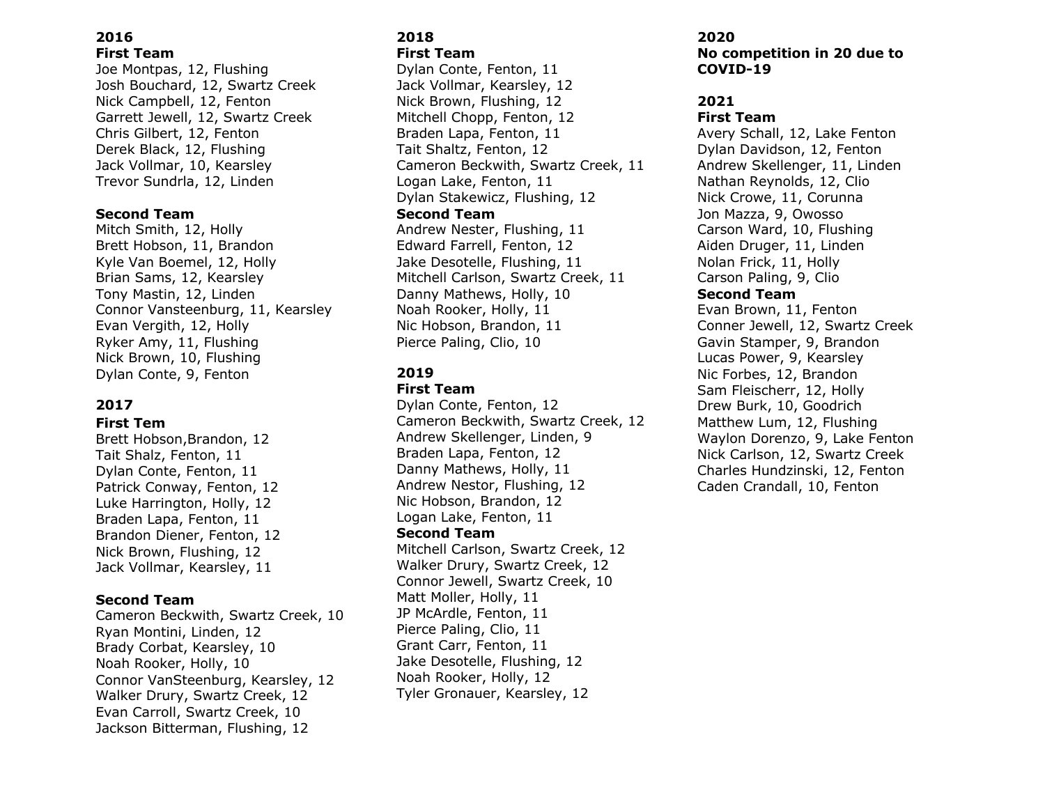**2016**
**First Team**
Joe Montpas, 12, Flushing
Josh Bouchard, 12, Swartz Creek
Nick Campbell, 12, Fenton
Garrett Jewell, 12, Swartz Creek
Chris Gilbert, 12, Fenton
Derek Black, 12, Flushing
Jack Vollmar, 10, Kearsley
Trevor Sundrla, 12, Linden

**Second Team**
Mitch Smith, 12, Holly
Brett Hobson, 11, Brandon
Kyle Van Boemel, 12, Holly
Brian Sams, 12, Kearsley
Tony Mastin, 12, Linden
Connor Vansteenburg, 11, Kearsley
Evan Vergith, 12, Holly
Ryker Amy, 11, Flushing
Nick Brown, 10, Flushing
Dylan Conte, 9, Fenton

**2017**
**First Tem**
Brett Hobson,Brandon, 12
Tait Shalz, Fenton, 11
Dylan Conte, Fenton, 11
Patrick Conway, Fenton, 12
Luke Harrington, Holly, 12
Braden Lapa, Fenton, 11
Brandon Diener, Fenton, 12
Nick Brown, Flushing, 12
Jack Vollmar, Kearsley, 11

**Second Team**
Cameron Beckwith, Swartz Creek, 10
Ryan Montini, Linden, 12
Brady Corbat, Kearsley, 10
Noah Rooker, Holly, 10
Connor VanSteenburg, Kearsley, 12
Walker Drury, Swartz Creek, 12
Evan Carroll, Swartz Creek, 10
Jackson Bitterman, Flushing, 12

**2018**
**First Team**
Dylan Conte, Fenton, 11
Jack Vollmar, Kearsley, 12
Nick Brown, Flushing, 12
Mitchell Chopp, Fenton, 12
Braden Lapa, Fenton, 11
Tait Shaltz, Fenton, 12
Cameron Beckwith, Swartz Creek, 11
Logan Lake, Fenton, 11
Dylan Stakewicz, Flushing, 12
**Second Team**
Andrew Nester, Flushing, 11
Edward Farrell, Fenton, 12
Jake Desotelle, Flushing, 11
Mitchell Carlson, Swartz Creek, 11
Danny Mathews, Holly, 10
Noah Rooker, Holly, 11
Nic Hobson, Brandon, 11
Pierce Paling, Clio, 10

**2019**
**First Team**
Dylan Conte, Fenton, 12
Cameron Beckwith, Swartz Creek, 12
Andrew Skellenger, Linden, 9
Braden Lapa, Fenton, 12
Danny Mathews, Holly, 11
Andrew Nestor, Flushing, 12
Nic Hobson, Brandon, 12
Logan Lake, Fenton, 11
**Second Team**
Mitchell Carlson, Swartz Creek, 12
Walker Drury, Swartz Creek, 12
Connor Jewell, Swartz Creek, 10
Matt Moller, Holly, 11
JP McArdle, Fenton, 11
Pierce Paling, Clio, 11
Grant Carr, Fenton, 11
Jake Desotelle, Flushing, 12
Noah Rooker, Holly, 12
Tyler Gronauer, Kearsley, 12

**2020**
**No competition in 20 due to COVID-19**

**2021**
**First Team**
Avery Schall, 12, Lake Fenton
Dylan Davidson, 12, Fenton
Andrew Skellenger, 11, Linden
Nathan Reynolds, 12, Clio
Nick Crowe, 11, Corunna
Jon Mazza, 9, Owosso
Carson Ward, 10, Flushing
Aiden Druger, 11, Linden
Nolan Frick, 11, Holly
Carson Paling, 9, Clio
**Second Team**
Evan Brown, 11, Fenton
Conner Jewell, 12, Swartz Creek
Gavin Stamper, 9, Brandon
Lucas Power, 9, Kearsley
Nic Forbes, 12, Brandon
Sam Fleischerr, 12, Holly
Drew Burk, 10, Goodrich
Matthew Lum, 12, Flushing
Waylon Dorenzo, 9, Lake Fenton
Nick Carlson, 12, Swartz Creek
Charles Hundzinski, 12, Fenton
Caden Crandall, 10, Fenton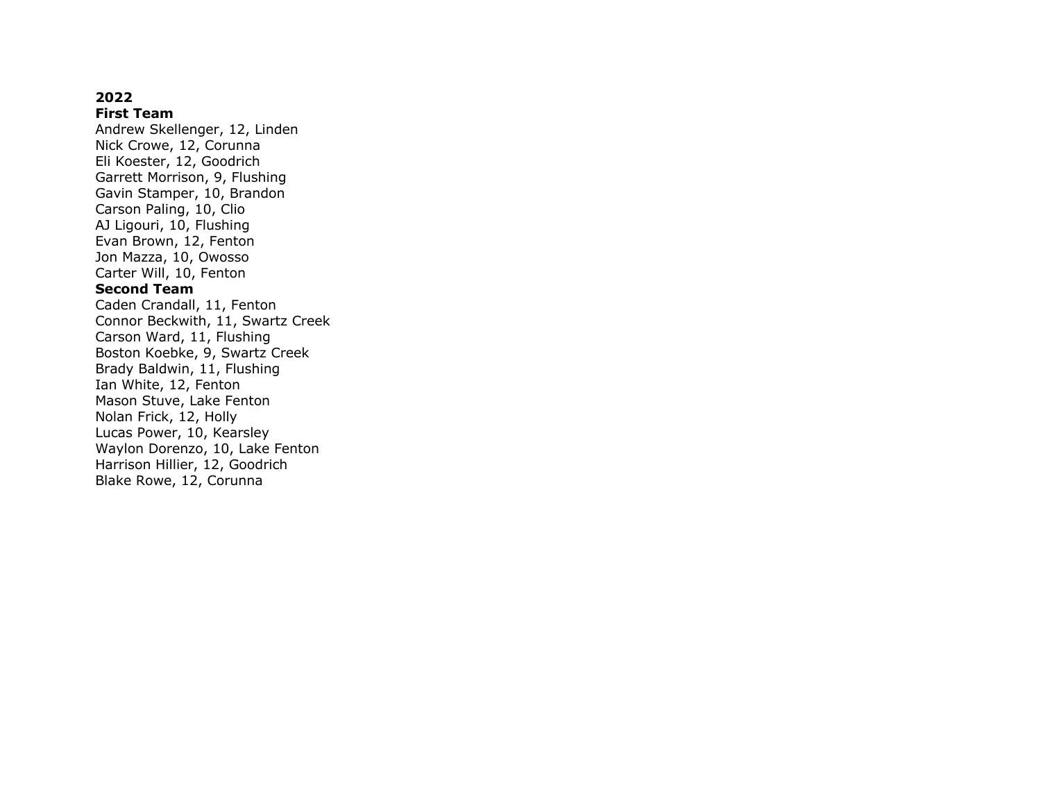**2022**

**First Team**

Andrew Skellenger, 12, Linden
Nick Crowe, 12, Corunna
Eli Koester, 12, Goodrich
Garrett Morrison, 9, Flushing
Gavin Stamper, 10, Brandon
Carson Paling, 10, Clio
AJ Ligouri, 10, Flushing
Evan Brown, 12, Fenton
Jon Mazza, 10, Owosso
Carter Will, 10, Fenton

**Second Team**

Caden Crandall, 11, Fenton
Connor Beckwith, 11, Swartz Creek
Carson Ward, 11, Flushing
Boston Koebke, 9, Swartz Creek
Brady Baldwin, 11, Flushing
Ian White, 12, Fenton
Mason Stuve, Lake Fenton
Nolan Frick, 12, Holly
Lucas Power, 10, Kearsley
Waylon Dorenzo, 10, Lake Fenton
Harrison Hillier, 12, Goodrich
Blake Rowe, 12, Corunna